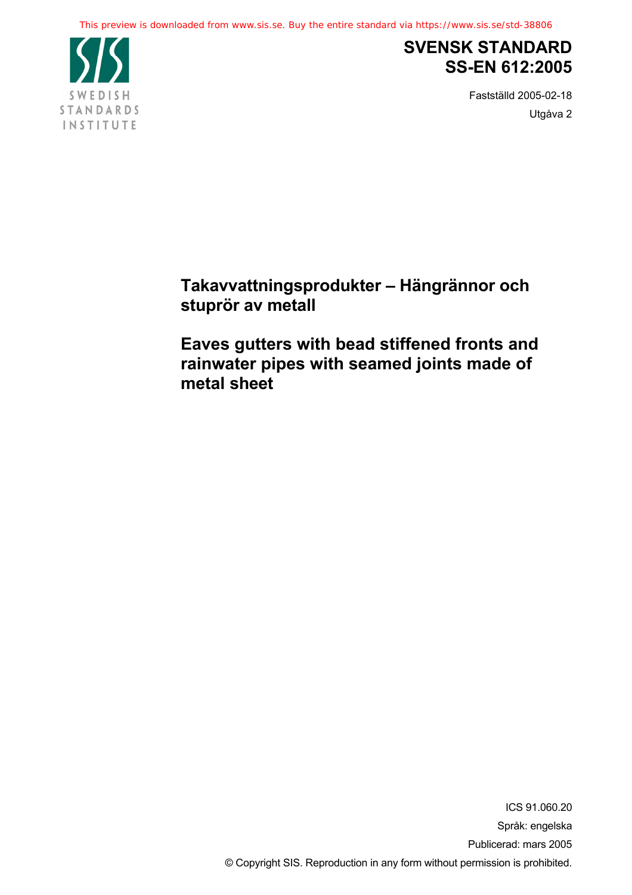# SVENSK STANDARD
# SS-EN 612:2005

Fastställd 2005-02-18

Utgåva 2

## Takavvattningsprodukter – Hängrännor och stuprör av metall

## Eaves gutters with bead stiffened fronts and rainwater pipes with seamed joints made of metal sheet

ICS 91.060.20

Språk: engelska

Publicerad: mars 2005

© Copyright SIS. Reproduction in any form without permission is prohibited.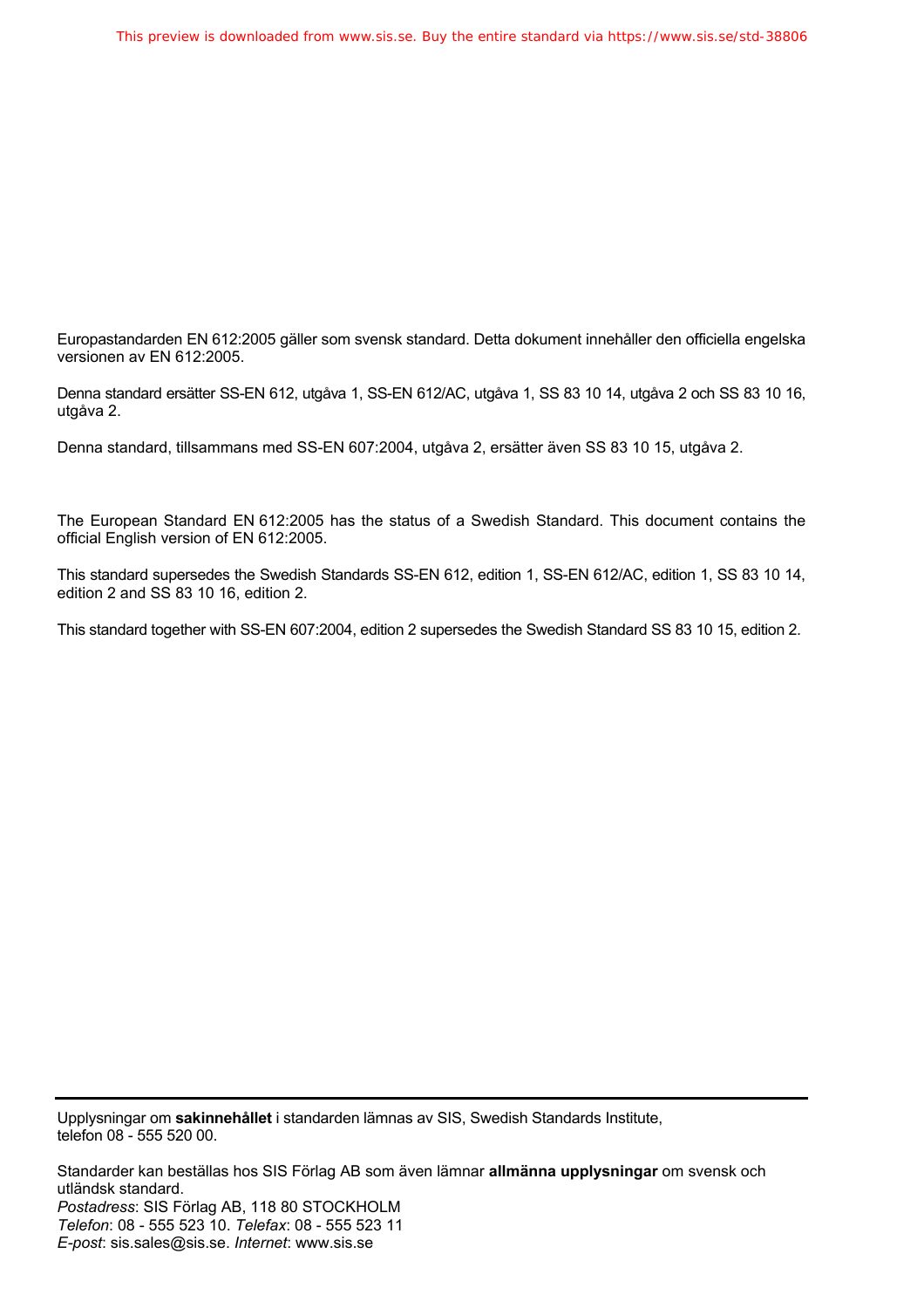Europastandarden EN 612:2005 gäller som svensk standard. Detta dokument innehåller den officiella engelska versionen av EN 612:2005.

Denna standard ersätter SS-EN 612, utgåva 1, SS-EN 612/AC, utgåva 1, SS 83 10 14, utgåva 2 och SS 83 10 16, utgåva 2.

Denna standard, tillsammans med SS-EN 607:2004, utgåva 2, ersätter även SS 83 10 15, utgåva 2.

The European Standard EN 612:2005 has the status of a Swedish Standard. This document contains the official English version of EN 612:2005.

This standard supersedes the Swedish Standards SS-EN 612, edition 1, SS-EN 612/AC, edition 1, SS 83 10 14, edition 2 and SS 83 10 16, edition 2.

This standard together with SS-EN 607:2004, edition 2 supersedes the Swedish Standard SS 83 10 15, edition 2.

---

Upplysningar om **sakinnehållet** i standarden lämnas av SIS, Swedish Standards Institute, telefon 08 - 555 520 00.

Standarder kan beställas hos SIS Förlag AB som även lämnar **allmänna upplysningar** om svensk och utländsk standard.
*Postadress*: SIS Förlag AB, 118 80 STOCKHOLM
*Telefon*: 08 - 555 523 10. *Telefax*: 08 - 555 523 11
*E-post*: sis.sales@sis.se. *Internet*: www.sis.se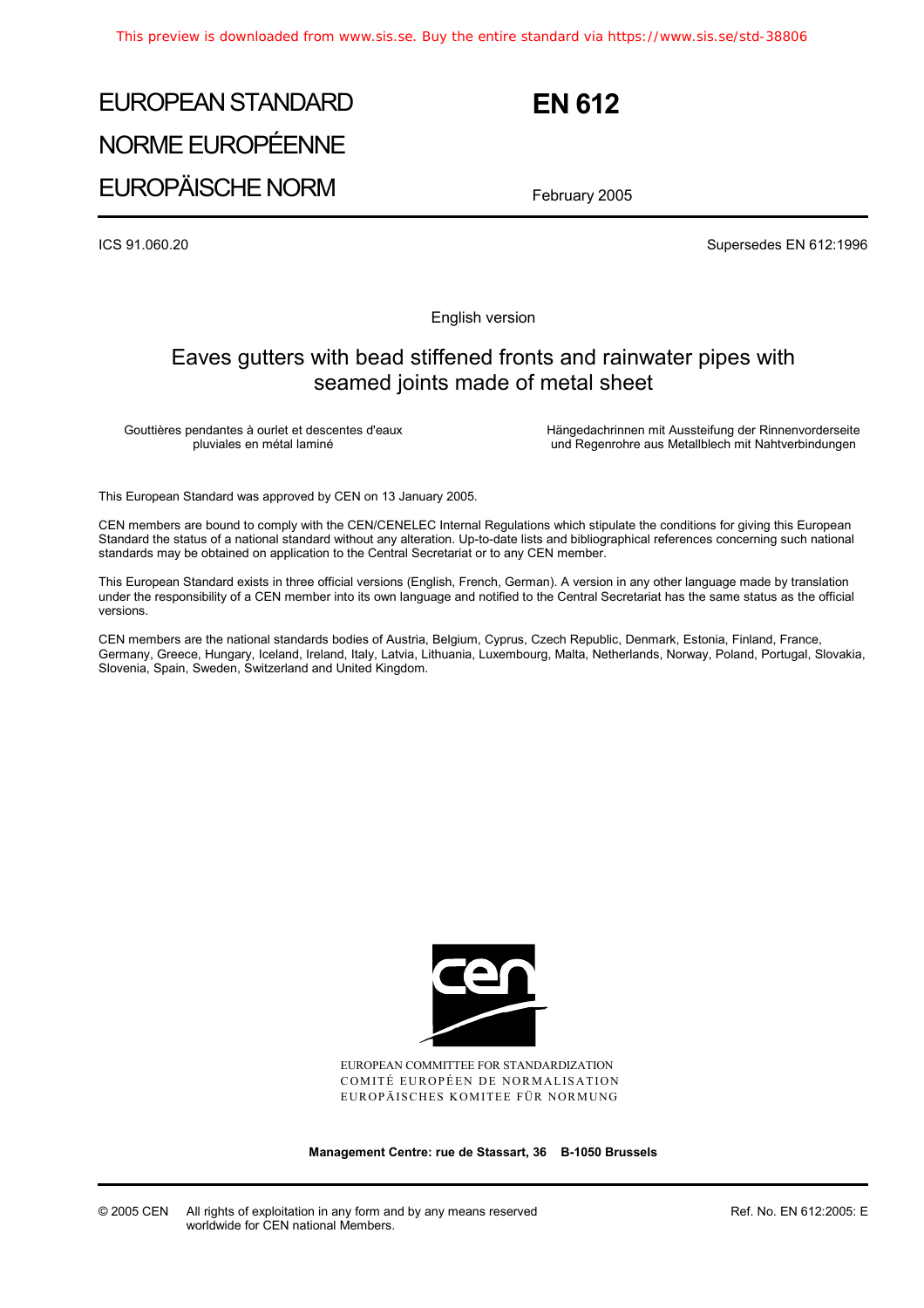# EUROPEAN STANDARD
# NORME EUROPÉENNE
# EUROPÄISCHE NORM

# EN 612

February 2005

ICS 91.060.20

Supersedes EN 612:1996

English version

## Eaves gutters with bead stiffened fronts and rainwater pipes with seamed joints made of metal sheet

Gouttières pendantes à ourlet et descentes d'eaux pluviales en métal laminé

Hängedachrinnen mit Aussteifung der Rinnenvorderseite und Regenrohre aus Metallblech mit Nahtverbindungen

This European Standard was approved by CEN on 13 January 2005.

CEN members are bound to comply with the CEN/CENELEC Internal Regulations which stipulate the conditions for giving this European Standard the status of a national standard without any alteration. Up-to-date lists and bibliographical references concerning such national standards may be obtained on application to the Central Secretariat or to any CEN member.

This European Standard exists in three official versions (English, French, German). A version in any other language made by translation under the responsibility of a CEN member into its own language and notified to the Central Secretariat has the same status as the official versions.

CEN members are the national standards bodies of Austria, Belgium, Cyprus, Czech Republic, Denmark, Estonia, Finland, France, Germany, Greece, Hungary, Iceland, Ireland, Italy, Latvia, Lithuania, Luxembourg, Malta, Netherlands, Norway, Poland, Portugal, Slovakia, Slovenia, Spain, Sweden, Switzerland and United Kingdom.

EUROPEAN COMMITTEE FOR STANDARDIZATION
COMITÉ EUROPÉEN DE NORMALISATION
EUROPÄISCHES KOMITEE FÜR NORMUNG

**Management Centre: rue de Stassart, 36 B-1050 Brussels**

© 2005 CEN All rights of exploitation in any form and by any means reserved worldwide for CEN national Members.

Ref. No. EN 612:2005: E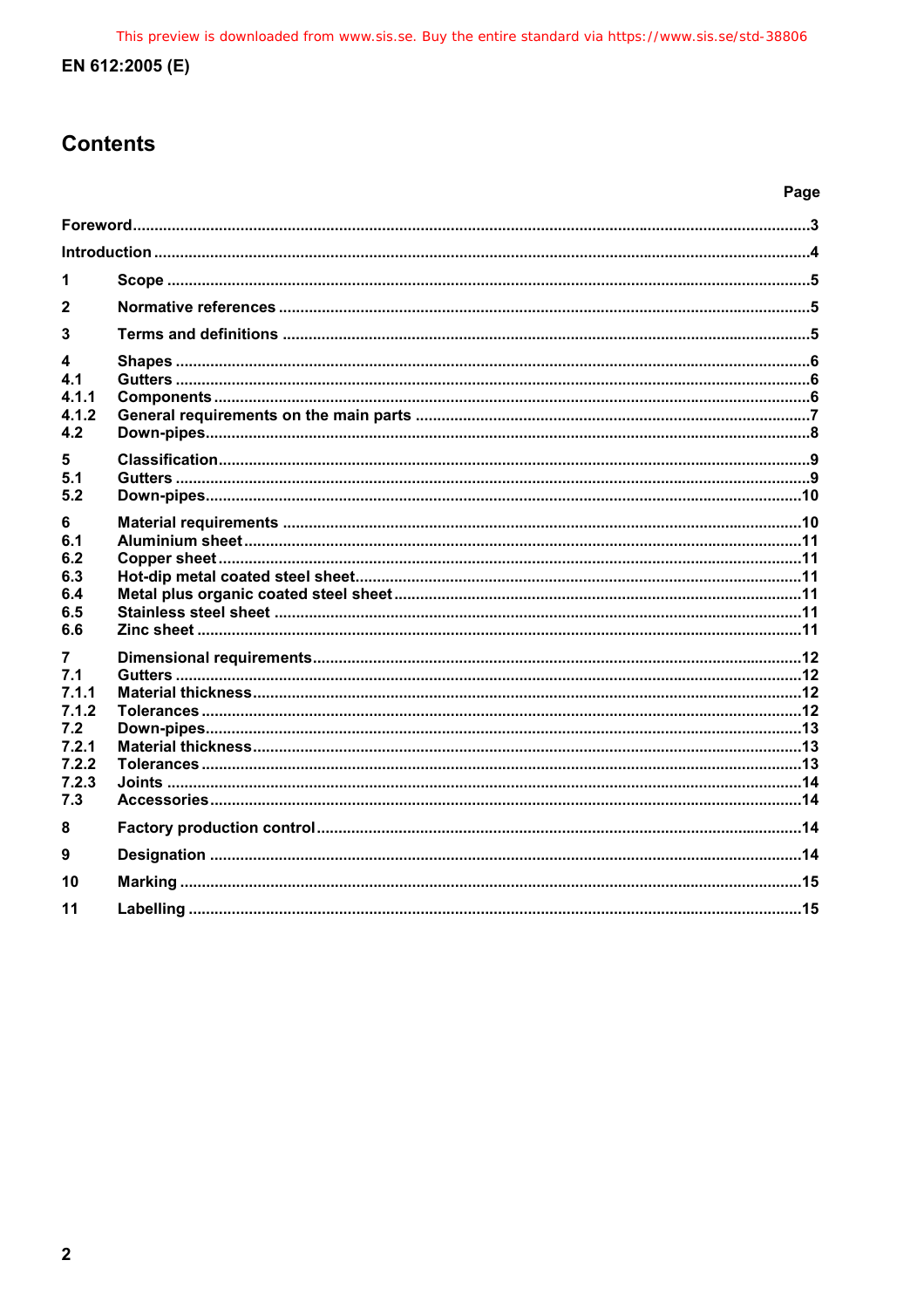# Contents

| | | Page |
|---|---|---|
| Foreword | | 3 |
| Introduction | | 4 |
| 1 | Scope | 5 |
| 2 | Normative references | 5 |
| 3 | Terms and definitions | 5 |
| 4 | Shapes | 6 |
| 4.1 | Gutters | 6 |
| 4.1.1 | Components | 6 |
| 4.1.2 | General requirements on the main parts | 7 |
| 4.2 | Down-pipes | 8 |
| 5 | Classification | 9 |
| 5.1 | Gutters | 9 |
| 5.2 | Down-pipes | 10 |
| 6 | Material requirements | 10 |
| 6.1 | Aluminium sheet | 11 |
| 6.2 | Copper sheet | 11 |
| 6.3 | Hot-dip metal coated steel sheet | 11 |
| 6.4 | Metal plus organic coated steel sheet | 11 |
| 6.5 | Stainless steel sheet | 11 |
| 6.6 | Zinc sheet | 11 |
| 7 | Dimensional requirements | 12 |
| 7.1 | Gutters | 12 |
| 7.1.1 | Material thickness | 12 |
| 7.1.2 | Tolerances | 12 |
| 7.2 | Down-pipes | 13 |
| 7.2.1 | Material thickness | 13 |
| 7.2.2 | Tolerances | 13 |
| 7.2.3 | Joints | 14 |
| 7.3 | Accessories | 14 |
| 8 | Factory production control | 14 |
| 9 | Designation | 14 |
| 10 | Marking | 15 |
| 11 | Labelling | 15 |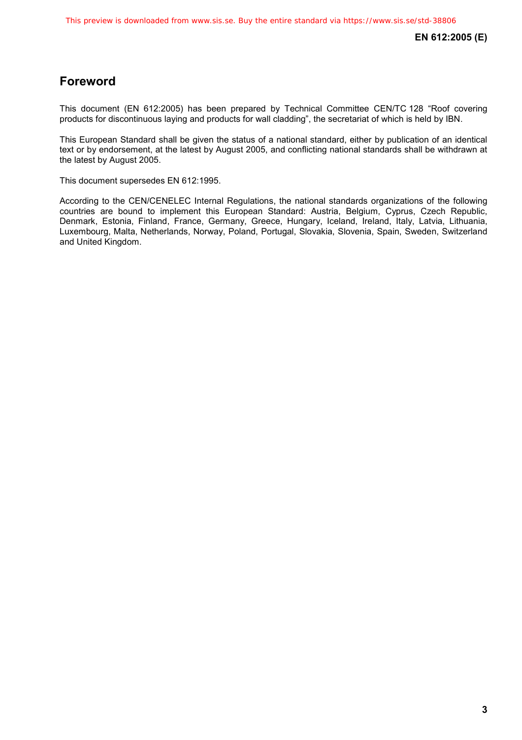## Foreword

This document (EN 612:2005) has been prepared by Technical Committee CEN/TC 128 “Roof covering products for discontinuous laying and products for wall cladding”, the secretariat of which is held by IBN.

This European Standard shall be given the status of a national standard, either by publication of an identical text or by endorsement, at the latest by August 2005, and conflicting national standards shall be withdrawn at the latest by August 2005.

This document supersedes EN 612:1995.

According to the CEN/CENELEC Internal Regulations, the national standards organizations of the following countries are bound to implement this European Standard: Austria, Belgium, Cyprus, Czech Republic, Denmark, Estonia, Finland, France, Germany, Greece, Hungary, Iceland, Ireland, Italy, Latvia, Lithuania, Luxembourg, Malta, Netherlands, Norway, Poland, Portugal, Slovakia, Slovenia, Spain, Sweden, Switzerland and United Kingdom.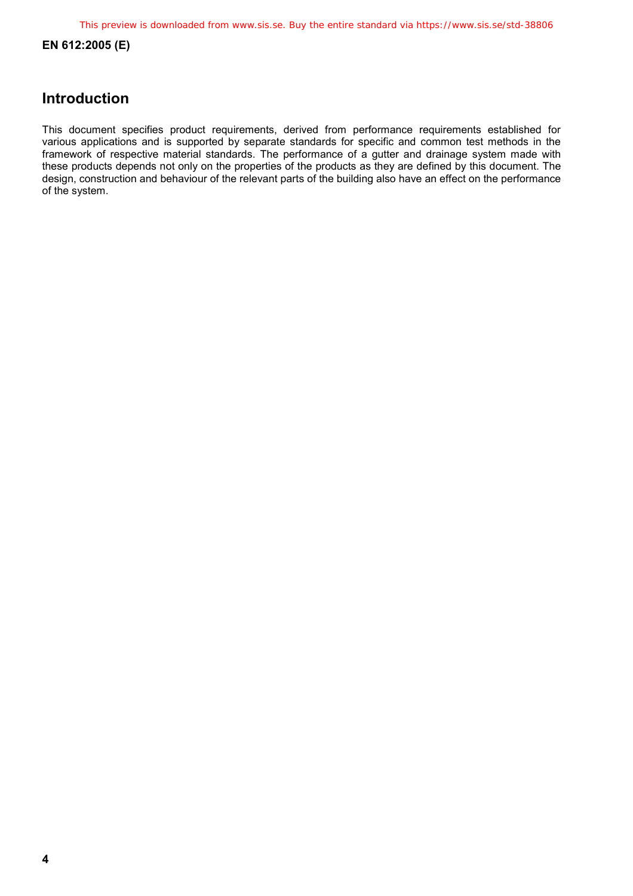## Introduction

This document specifies product requirements, derived from performance requirements established for various applications and is supported by separate standards for specific and common test methods in the framework of respective material standards. The performance of a gutter and drainage system made with these products depends not only on the properties of the products as they are defined by this document. The design, construction and behaviour of the relevant parts of the building also have an effect on the performance of the system.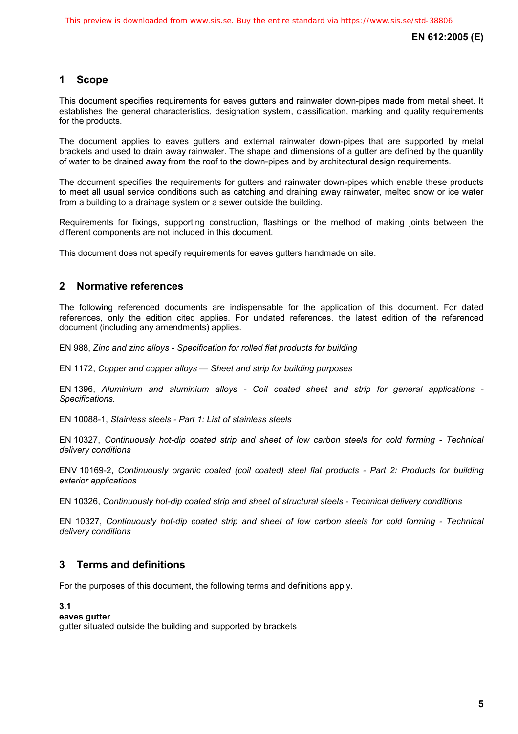## 1 Scope

This document specifies requirements for eaves gutters and rainwater down-pipes made from metal sheet. It establishes the general characteristics, designation system, classification, marking and quality requirements for the products.

The document applies to eaves gutters and external rainwater down-pipes that are supported by metal brackets and used to drain away rainwater. The shape and dimensions of a gutter are defined by the quantity of water to be drained away from the roof to the down-pipes and by architectural design requirements.

The document specifies the requirements for gutters and rainwater down-pipes which enable these products to meet all usual service conditions such as catching and draining away rainwater, melted snow or ice water from a building to a drainage system or a sewer outside the building.

Requirements for fixings, supporting construction, flashings or the method of making joints between the different components are not included in this document.

This document does not specify requirements for eaves gutters handmade on site.

## 2 Normative references

The following referenced documents are indispensable for the application of this document. For dated references, only the edition cited applies. For undated references, the latest edition of the referenced document (including any amendments) applies.

EN 988, *Zinc and zinc alloys - Specification for rolled flat products for building*

EN 1172, *Copper and copper alloys — Sheet and strip for building purposes*

EN 1396, *Aluminium and aluminium alloys - Coil coated sheet and strip for general applications - Specifications.*

EN 10088-1, *Stainless steels - Part 1: List of stainless steels*

EN 10327, *Continuously hot-dip coated strip and sheet of low carbon steels for cold forming - Technical delivery conditions*

ENV 10169-2, *Continuously organic coated (coil coated) steel flat products - Part 2: Products for building exterior applications*

EN 10326, *Continuously hot-dip coated strip and sheet of structural steels - Technical delivery conditions*

EN 10327, *Continuously hot-dip coated strip and sheet of low carbon steels for cold forming - Technical delivery conditions*

## 3 Terms and definitions

For the purposes of this document, the following terms and definitions apply.

**3.1**
**eaves gutter**
gutter situated outside the building and supported by brackets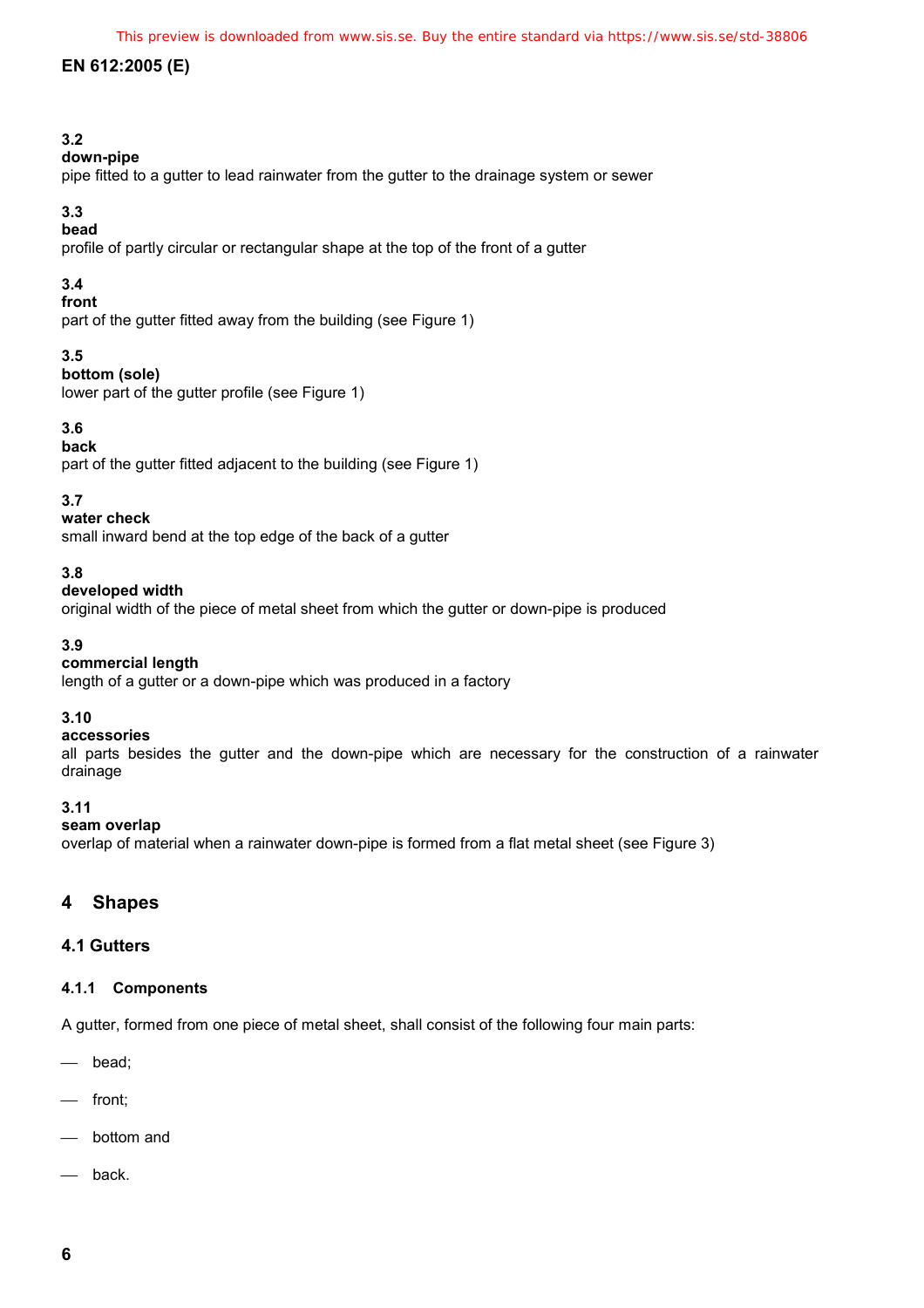**3.2**
**down-pipe**
pipe fitted to a gutter to lead rainwater from the gutter to the drainage system or sewer

**3.3**
**bead**
profile of partly circular or rectangular shape at the top of the front of a gutter

**3.4**
**front**
part of the gutter fitted away from the building (see Figure 1)

**3.5**
**bottom (sole)**
lower part of the gutter profile (see Figure 1)

**3.6**
**back**
part of the gutter fitted adjacent to the building (see Figure 1)

**3.7**
**water check**
small inward bend at the top edge of the back of a gutter

**3.8**
**developed width**
original width of the piece of metal sheet from which the gutter or down-pipe is produced

**3.9**
**commercial length**
length of a gutter or a down-pipe which was produced in a factory

**3.10**
**accessories**
all parts besides the gutter and the down-pipe which are necessary for the construction of a rainwater drainage

**3.11**
**seam overlap**
overlap of material when a rainwater down-pipe is formed from a flat metal sheet (see Figure 3)

# 4 Shapes

## 4.1 Gutters

### 4.1.1 Components

A gutter, formed from one piece of metal sheet, shall consist of the following four main parts:

- bead;
- front;
- bottom and
- back.